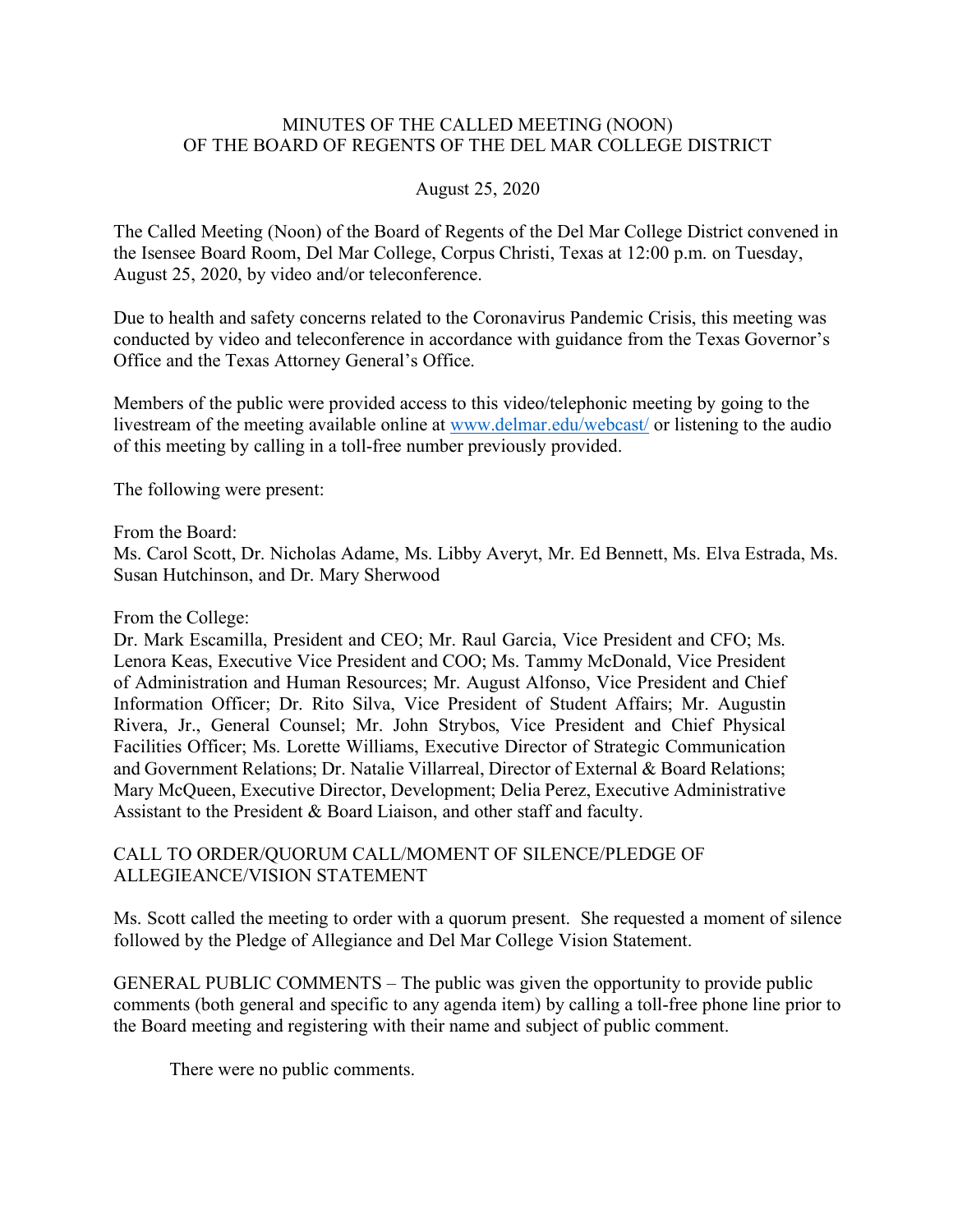# MINUTES OF THE CALLED MEETING (NOON) OF THE BOARD OF REGENTS OF THE DEL MAR COLLEGE DISTRICT

August 25, 2020

The Called Meeting (Noon) of the Board of Regents of the Del Mar College District convened in the Isensee Board Room, Del Mar College, Corpus Christi, Texas at 12:00 p.m. on Tuesday, August 25, 2020, by video and/or teleconference.

Due to health and safety concerns related to the Coronavirus Pandemic Crisis, this meeting was conducted by video and teleconference in accordance with guidance from the Texas Governor's Office and the Texas Attorney General's Office.

Members of the public were provided access to this video/telephonic meeting by going to the livestream of the meeting available online at www.delmar.edu/webcast/ or listening to the audio of this meeting by calling in a toll-free number previously provided.

The following were present:

From the Board:
Ms. Carol Scott, Dr. Nicholas Adame, Ms. Libby Averyt, Mr. Ed Bennett, Ms. Elva Estrada, Ms. Susan Hutchinson, and Dr. Mary Sherwood

From the College:
Dr. Mark Escamilla, President and CEO; Mr. Raul Garcia, Vice President and CFO; Ms. Lenora Keas, Executive Vice President and COO; Ms. Tammy McDonald, Vice President of Administration and Human Resources; Mr. August Alfonso, Vice President and Chief Information Officer; Dr. Rito Silva, Vice President of Student Affairs; Mr. Augustin Rivera, Jr., General Counsel; Mr. John Strybos, Vice President and Chief Physical Facilities Officer; Ms. Lorette Williams, Executive Director of Strategic Communication and Government Relations; Dr. Natalie Villarreal, Director of External & Board Relations; Mary McQueen, Executive Director, Development; Delia Perez, Executive Administrative Assistant to the President & Board Liaison, and other staff and faculty.

## CALL TO ORDER/QUORUM CALL/MOMENT OF SILENCE/PLEDGE OF ALLEGIEANCE/VISION STATEMENT

Ms. Scott called the meeting to order with a quorum present. She requested a moment of silence followed by the Pledge of Allegiance and Del Mar College Vision Statement.

GENERAL PUBLIC COMMENTS – The public was given the opportunity to provide public comments (both general and specific to any agenda item) by calling a toll-free phone line prior to the Board meeting and registering with their name and subject of public comment.

There were no public comments.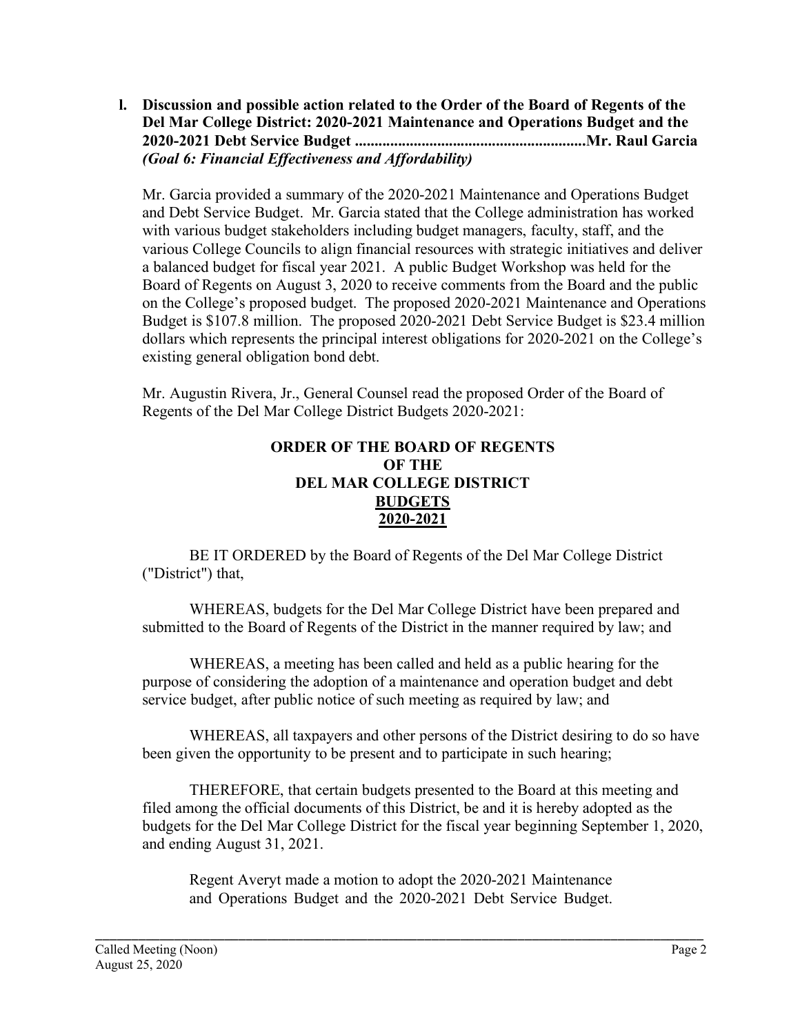**l. Discussion and possible action related to the Order of the Board of Regents of the Del Mar College District: 2020-2021 Maintenance and Operations Budget and the 2020-2021 Debt Service Budget ............................................................Mr. Raul Garcia**
***(Goal 6: Financial Effectiveness and Affordability)***

Mr. Garcia provided a summary of the 2020-2021 Maintenance and Operations Budget and Debt Service Budget. Mr. Garcia stated that the College administration has worked with various budget stakeholders including budget managers, faculty, staff, and the various College Councils to align financial resources with strategic initiatives and deliver a balanced budget for fiscal year 2021. A public Budget Workshop was held for the Board of Regents on August 3, 2020 to receive comments from the Board and the public on the College's proposed budget. The proposed 2020-2021 Maintenance and Operations Budget is $107.8 million. The proposed 2020-2021 Debt Service Budget is $23.4 million dollars which represents the principal interest obligations for 2020-2021 on the College's existing general obligation bond debt.

Mr. Augustin Rivera, Jr., General Counsel read the proposed Order of the Board of Regents of the Del Mar College District Budgets 2020-2021:

**ORDER OF THE BOARD OF REGENTS**
**OF THE**
**DEL MAR COLLEGE DISTRICT**
**BUDGETS**
**2020-2021**

BE IT ORDERED by the Board of Regents of the Del Mar College District ("District") that,

WHEREAS, budgets for the Del Mar College District have been prepared and submitted to the Board of Regents of the District in the manner required by law; and

WHEREAS, a meeting has been called and held as a public hearing for the purpose of considering the adoption of a maintenance and operation budget and debt service budget, after public notice of such meeting as required by law; and

WHEREAS, all taxpayers and other persons of the District desiring to do so have been given the opportunity to be present and to participate in such hearing;

THEREFORE, that certain budgets presented to the Board at this meeting and filed among the official documents of this District, be and it is hereby adopted as the budgets for the Del Mar College District for the fiscal year beginning September 1, 2020, and ending August 31, 2021.

Regent Averyt made a motion to adopt the 2020-2021 Maintenance and Operations Budget and the 2020-2021 Debt Service Budget.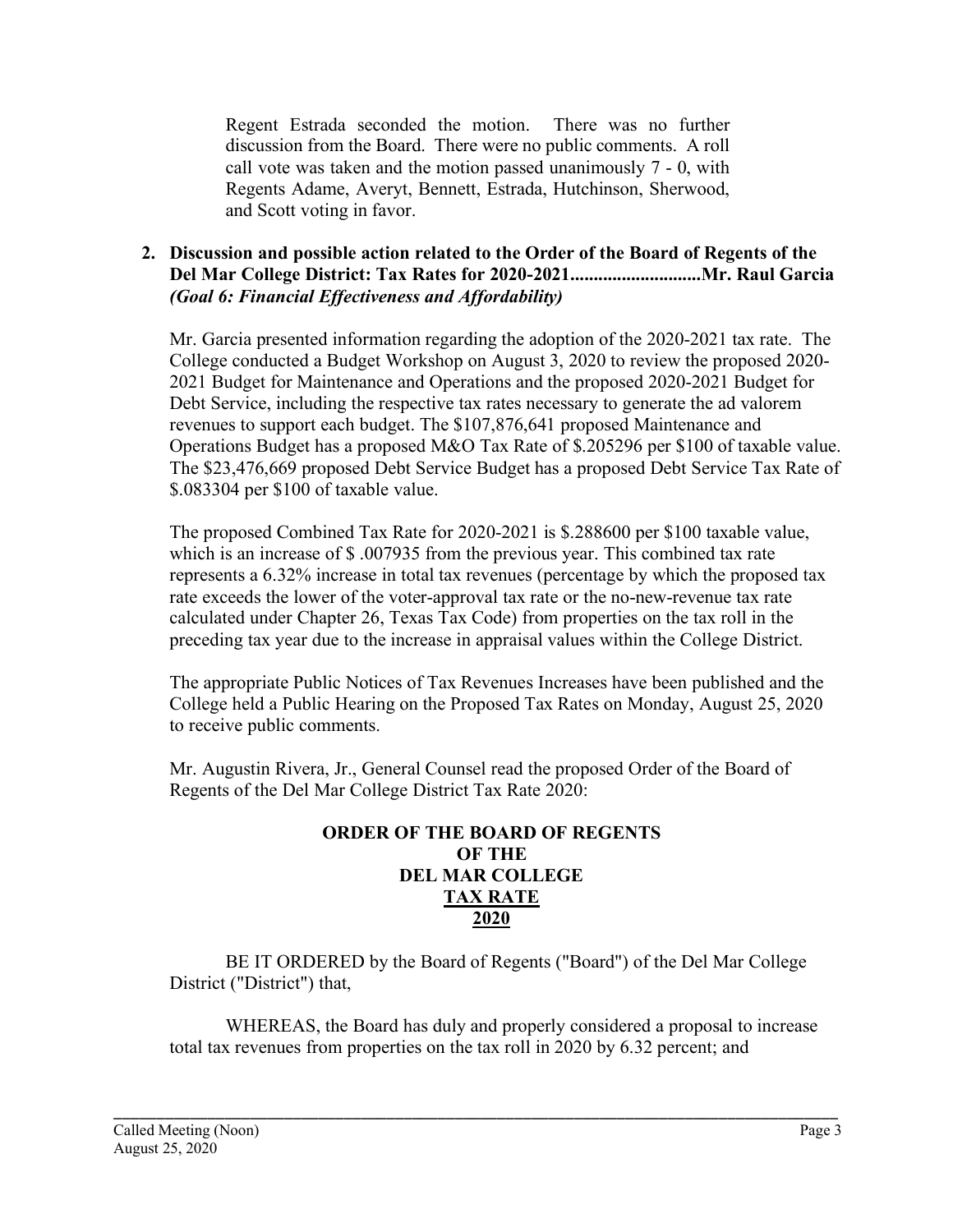Regent Estrada seconded the motion. There was no further discussion from the Board. There were no public comments. A roll call vote was taken and the motion passed unanimously 7 - 0, with Regents Adame, Averyt, Bennett, Estrada, Hutchinson, Sherwood, and Scott voting in favor.

**2. Discussion and possible action related to the Order of the Board of Regents of the Del Mar College District: Tax Rates for 2020-2021............................Mr. Raul Garcia** ***(Goal 6: Financial Effectiveness and Affordability)***

Mr. Garcia presented information regarding the adoption of the 2020-2021 tax rate. The College conducted a Budget Workshop on August 3, 2020 to review the proposed 2020-2021 Budget for Maintenance and Operations and the proposed 2020-2021 Budget for Debt Service, including the respective tax rates necessary to generate the ad valorem revenues to support each budget. The $107,876,641 proposed Maintenance and Operations Budget has a proposed M&O Tax Rate of $.205296 per $100 of taxable value. The $23,476,669 proposed Debt Service Budget has a proposed Debt Service Tax Rate of $.083304 per $100 of taxable value.

The proposed Combined Tax Rate for 2020-2021 is $.288600 per $100 taxable value, which is an increase of $ .007935 from the previous year. This combined tax rate represents a 6.32% increase in total tax revenues (percentage by which the proposed tax rate exceeds the lower of the voter-approval tax rate or the no-new-revenue tax rate calculated under Chapter 26, Texas Tax Code) from properties on the tax roll in the preceding tax year due to the increase in appraisal values within the College District.

The appropriate Public Notices of Tax Revenues Increases have been published and the College held a Public Hearing on the Proposed Tax Rates on Monday, August 25, 2020 to receive public comments.

Mr. Augustin Rivera, Jr., General Counsel read the proposed Order of the Board of Regents of the Del Mar College District Tax Rate 2020:

**ORDER OF THE BOARD OF REGENTS**
**OF THE**
**DEL MAR COLLEGE**
**TAX RATE**
**2020**

BE IT ORDERED by the Board of Regents ("Board") of the Del Mar College District ("District") that,

WHEREAS, the Board has duly and properly considered a proposal to increase total tax revenues from properties on the tax roll in 2020 by 6.32 percent; and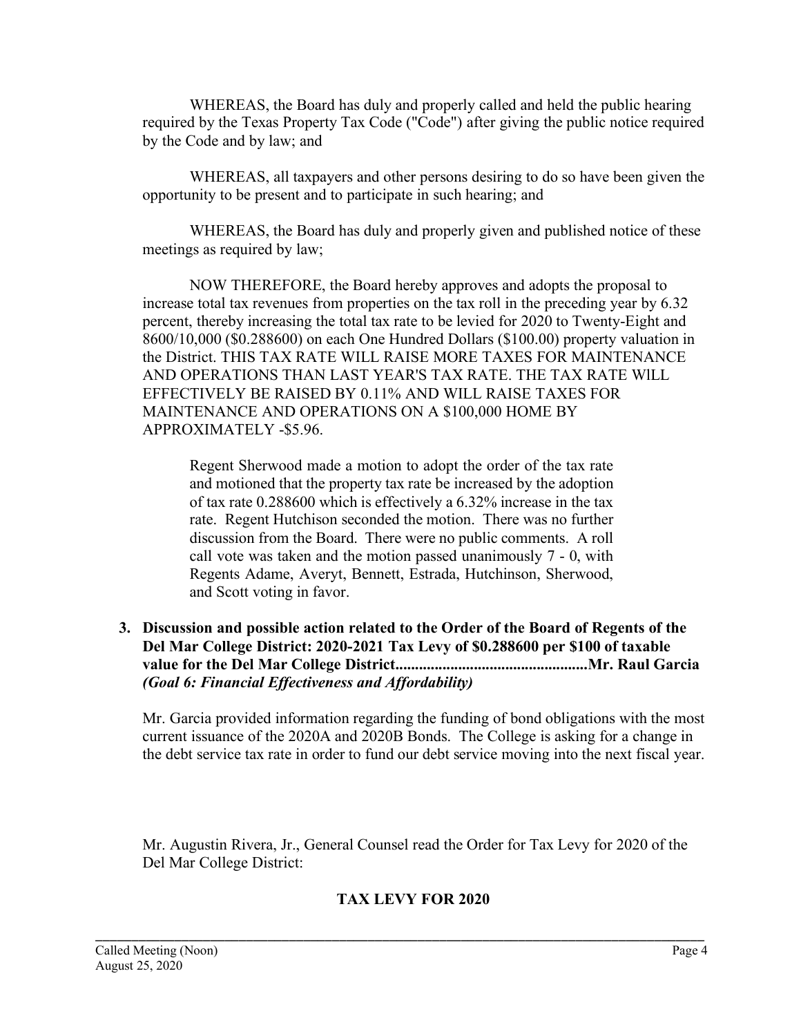WHEREAS, the Board has duly and properly called and held the public hearing required by the Texas Property Tax Code ("Code") after giving the public notice required by the Code and by law; and

WHEREAS, all taxpayers and other persons desiring to do so have been given the opportunity to be present and to participate in such hearing; and

WHEREAS, the Board has duly and properly given and published notice of these meetings as required by law;

NOW THEREFORE, the Board hereby approves and adopts the proposal to increase total tax revenues from properties on the tax roll in the preceding year by 6.32 percent, thereby increasing the total tax rate to be levied for 2020 to Twenty-Eight and 8600/10,000 ($0.288600) on each One Hundred Dollars ($100.00) property valuation in the District. THIS TAX RATE WILL RAISE MORE TAXES FOR MAINTENANCE AND OPERATIONS THAN LAST YEAR'S TAX RATE. THE TAX RATE WILL EFFECTIVELY BE RAISED BY 0.11% AND WILL RAISE TAXES FOR MAINTENANCE AND OPERATIONS ON A $100,000 HOME BY APPROXIMATELY -$5.96.

> Regent Sherwood made a motion to adopt the order of the tax rate and motioned that the property tax rate be increased by the adoption of tax rate 0.288600 which is effectively a 6.32% increase in the tax rate. Regent Hutchison seconded the motion. There was no further discussion from the Board. There were no public comments. A roll call vote was taken and the motion passed unanimously 7 - 0, with Regents Adame, Averyt, Bennett, Estrada, Hutchinson, Sherwood, and Scott voting in favor.

**3. Discussion and possible action related to the Order of the Board of Regents of the Del Mar College District: 2020-2021 Tax Levy of $0.288600 per $100 of taxable value for the Del Mar College District.................................................Mr. Raul Garcia** ***(Goal 6: Financial Effectiveness and Affordability)***

Mr. Garcia provided information regarding the funding of bond obligations with the most current issuance of the 2020A and 2020B Bonds. The College is asking for a change in the debt service tax rate in order to fund our debt service moving into the next fiscal year.

Mr. Augustin Rivera, Jr., General Counsel read the Order for Tax Levy for 2020 of the Del Mar College District:

**TAX LEVY FOR 2020**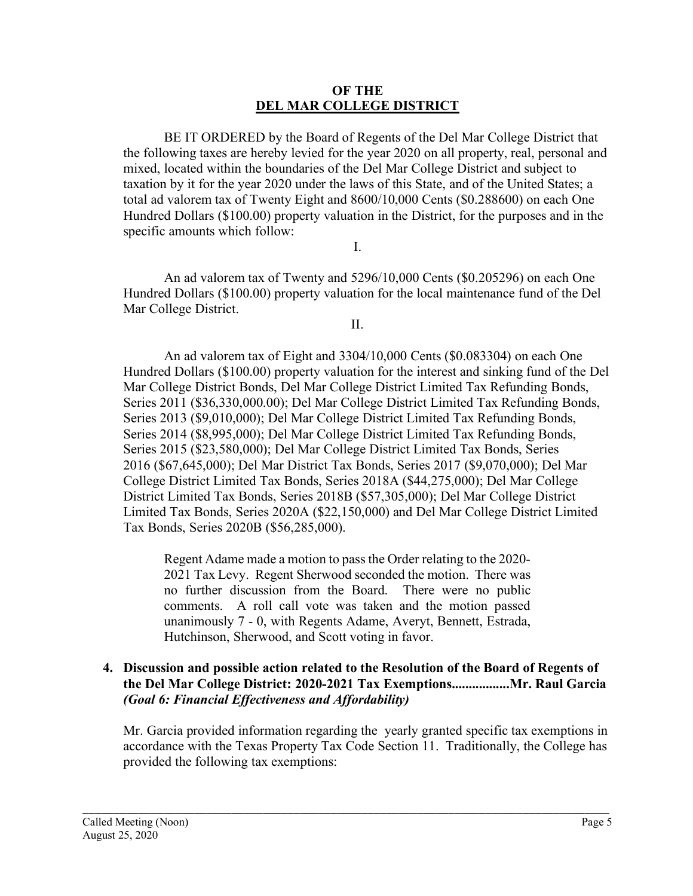**OF THE**
**DEL MAR COLLEGE DISTRICT**

BE IT ORDERED by the Board of Regents of the Del Mar College District that the following taxes are hereby levied for the year 2020 on all property, real, personal and mixed, located within the boundaries of the Del Mar College District and subject to taxation by it for the year 2020 under the laws of this State, and of the United States; a total ad valorem tax of Twenty Eight and 8600/10,000 Cents ($0.288600) on each One Hundred Dollars ($100.00) property valuation in the District, for the purposes and in the specific amounts which follow:

I.

An ad valorem tax of Twenty and 5296/10,000 Cents ($0.205296) on each One Hundred Dollars ($100.00) property valuation for the local maintenance fund of the Del Mar College District.

II.

An ad valorem tax of Eight and 3304/10,000 Cents ($0.083304) on each One Hundred Dollars ($100.00) property valuation for the interest and sinking fund of the Del Mar College District Bonds, Del Mar College District Limited Tax Refunding Bonds, Series 2011 ($36,330,000.00); Del Mar College District Limited Tax Refunding Bonds, Series 2013 ($9,010,000); Del Mar College District Limited Tax Refunding Bonds, Series 2014 ($8,995,000); Del Mar College District Limited Tax Refunding Bonds, Series 2015 ($23,580,000); Del Mar College District Limited Tax Bonds, Series 2016 ($67,645,000); Del Mar District Tax Bonds, Series 2017 ($9,070,000); Del Mar College District Limited Tax Bonds, Series 2018A ($44,275,000); Del Mar College District Limited Tax Bonds, Series 2018B ($57,305,000); Del Mar College District Limited Tax Bonds, Series 2020A ($22,150,000) and Del Mar College District Limited Tax Bonds, Series 2020B ($56,285,000).

Regent Adame made a motion to pass the Order relating to the 2020-2021 Tax Levy. Regent Sherwood seconded the motion. There was no further discussion from the Board. There were no public comments. A roll call vote was taken and the motion passed unanimously 7 - 0, with Regents Adame, Averyt, Bennett, Estrada, Hutchinson, Sherwood, and Scott voting in favor.

**4. Discussion and possible action related to the Resolution of the Board of Regents of the Del Mar College District: 2020-2021 Tax Exemptions.................Mr. Raul Garcia** ***(Goal 6: Financial Effectiveness and Affordability)***

Mr. Garcia provided information regarding the yearly granted specific tax exemptions in accordance with the Texas Property Tax Code Section 11. Traditionally, the College has provided the following tax exemptions: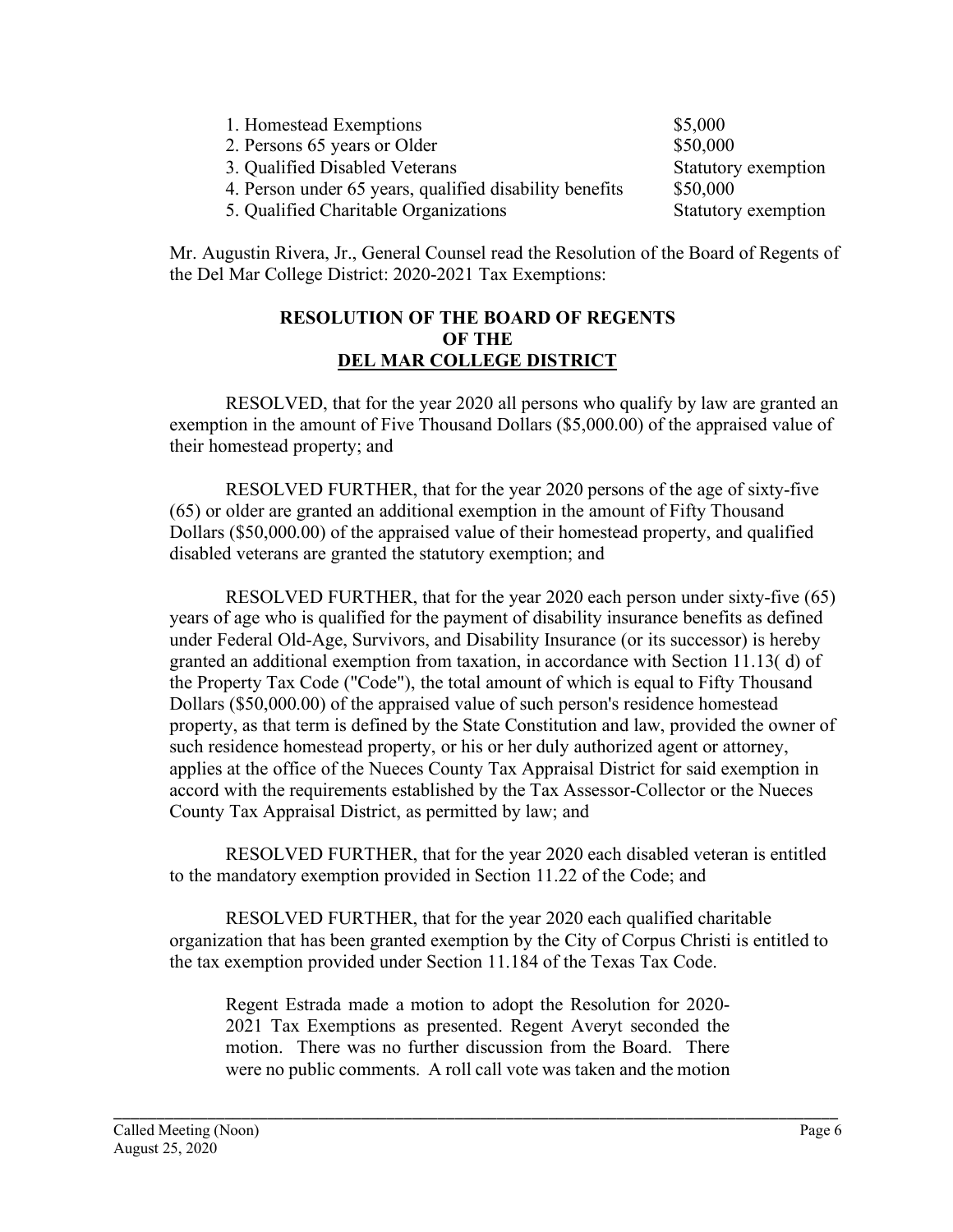| | |
|---|---|
| 1. Homestead Exemptions | $5,000 |
| 2. Persons 65 years or Older | $50,000 |
| 3. Qualified Disabled Veterans | Statutory exemption |
| 4. Person under 65 years, qualified disability benefits | $50,000 |
| 5. Qualified Charitable Organizations | Statutory exemption |

Mr. Augustin Rivera, Jr., General Counsel read the Resolution of the Board of Regents of the Del Mar College District: 2020-2021 Tax Exemptions:

**RESOLUTION OF THE BOARD OF REGENTS**
**OF THE**
**DEL MAR COLLEGE DISTRICT**

RESOLVED, that for the year 2020 all persons who qualify by law are granted an exemption in the amount of Five Thousand Dollars ($5,000.00) of the appraised value of their homestead property; and

RESOLVED FURTHER, that for the year 2020 persons of the age of sixty-five (65) or older are granted an additional exemption in the amount of Fifty Thousand Dollars ($50,000.00) of the appraised value of their homestead property, and qualified disabled veterans are granted the statutory exemption; and

RESOLVED FURTHER, that for the year 2020 each person under sixty-five (65) years of age who is qualified for the payment of disability insurance benefits as defined under Federal Old-Age, Survivors, and Disability Insurance (or its successor) is hereby granted an additional exemption from taxation, in accordance with Section 11.13( d) of the Property Tax Code ("Code"), the total amount of which is equal to Fifty Thousand Dollars ($50,000.00) of the appraised value of such person's residence homestead property, as that term is defined by the State Constitution and law, provided the owner of such residence homestead property, or his or her duly authorized agent or attorney, applies at the office of the Nueces County Tax Appraisal District for said exemption in accord with the requirements established by the Tax Assessor-Collector or the Nueces County Tax Appraisal District, as permitted by law; and

RESOLVED FURTHER, that for the year 2020 each disabled veteran is entitled to the mandatory exemption provided in Section 11.22 of the Code; and

RESOLVED FURTHER, that for the year 2020 each qualified charitable organization that has been granted exemption by the City of Corpus Christi is entitled to the tax exemption provided under Section 11.184 of the Texas Tax Code.

Regent Estrada made a motion to adopt the Resolution for 2020-2021 Tax Exemptions as presented. Regent Averyt seconded the motion. There was no further discussion from the Board. There were no public comments. A roll call vote was taken and the motion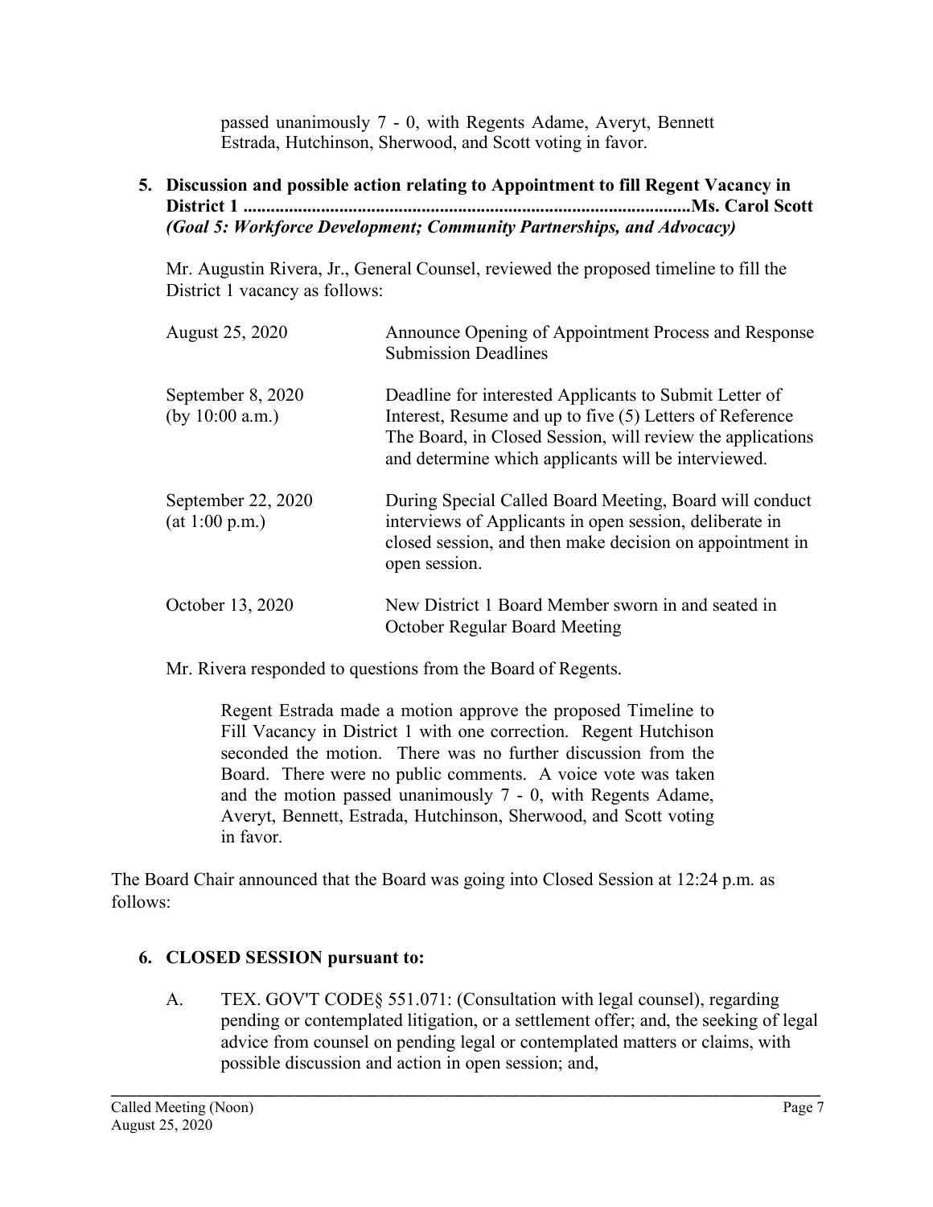passed unanimously 7 - 0, with Regents Adame, Averyt, Bennett Estrada, Hutchinson, Sherwood, and Scott voting in favor.

**5. Discussion and possible action relating to Appointment to fill Regent Vacancy in District 1 ..................................................................................................Ms. Carol Scott**
***(Goal 5: Workforce Development; Community Partnerships, and Advocacy)***

Mr. Augustin Rivera, Jr., General Counsel, reviewed the proposed timeline to fill the District 1 vacancy as follows:

| | |
|---|---|
| August 25, 2020 | Announce Opening of Appointment Process and Response Submission Deadlines |
| September 8, 2020 (by 10:00 a.m.) | Deadline for interested Applicants to Submit Letter of Interest, Resume and up to five (5) Letters of Reference The Board, in Closed Session, will review the applications and determine which applicants will be interviewed. |
| September 22, 2020 (at 1:00 p.m.) | During Special Called Board Meeting, Board will conduct interviews of Applicants in open session, deliberate in closed session, and then make decision on appointment in open session. |
| October 13, 2020 | New District 1 Board Member sworn in and seated in October Regular Board Meeting |

Mr. Rivera responded to questions from the Board of Regents.

> Regent Estrada made a motion approve the proposed Timeline to Fill Vacancy in District 1 with one correction. Regent Hutchison seconded the motion. There was no further discussion from the Board. There were no public comments. A voice vote was taken and the motion passed unanimously 7 - 0, with Regents Adame, Averyt, Bennett, Estrada, Hutchinson, Sherwood, and Scott voting in favor.

The Board Chair announced that the Board was going into Closed Session at 12:24 p.m. as follows:

**6. CLOSED SESSION pursuant to:**

A. TEX. GOV'T CODE§ 551.071: (Consultation with legal counsel), regarding pending or contemplated litigation, or a settlement offer; and, the seeking of legal advice from counsel on pending legal or contemplated matters or claims, with possible discussion and action in open session; and,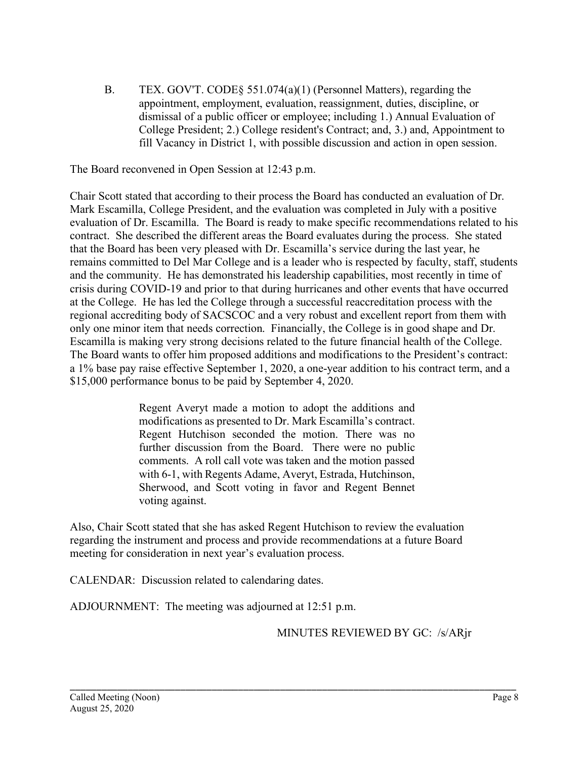B. TEX. GOV'T. CODE§ 551.074(a)(1) (Personnel Matters), regarding the appointment, employment, evaluation, reassignment, duties, discipline, or dismissal of a public officer or employee; including 1.) Annual Evaluation of College President; 2.) College resident's Contract; and, 3.) and, Appointment to fill Vacancy in District 1, with possible discussion and action in open session.

The Board reconvened in Open Session at 12:43 p.m.

Chair Scott stated that according to their process the Board has conducted an evaluation of Dr. Mark Escamilla, College President, and the evaluation was completed in July with a positive evaluation of Dr. Escamilla. The Board is ready to make specific recommendations related to his contract. She described the different areas the Board evaluates during the process. She stated that the Board has been very pleased with Dr. Escamilla's service during the last year, he remains committed to Del Mar College and is a leader who is respected by faculty, staff, students and the community. He has demonstrated his leadership capabilities, most recently in time of crisis during COVID-19 and prior to that during hurricanes and other events that have occurred at the College. He has led the College through a successful reaccreditation process with the regional accrediting body of SACSCOC and a very robust and excellent report from them with only one minor item that needs correction. Financially, the College is in good shape and Dr. Escamilla is making very strong decisions related to the future financial health of the College. The Board wants to offer him proposed additions and modifications to the President's contract: a 1% base pay raise effective September 1, 2020, a one-year addition to his contract term, and a $15,000 performance bonus to be paid by September 4, 2020.

> Regent Averyt made a motion to adopt the additions and modifications as presented to Dr. Mark Escamilla's contract. Regent Hutchison seconded the motion. There was no further discussion from the Board. There were no public comments. A roll call vote was taken and the motion passed with 6-1, with Regents Adame, Averyt, Estrada, Hutchinson, Sherwood, and Scott voting in favor and Regent Bennet voting against.

Also, Chair Scott stated that she has asked Regent Hutchison to review the evaluation regarding the instrument and process and provide recommendations at a future Board meeting for consideration in next year's evaluation process.

CALENDAR: Discussion related to calendaring dates.

ADJOURNMENT: The meeting was adjourned at 12:51 p.m.

MINUTES REVIEWED BY GC: /s/ARjr